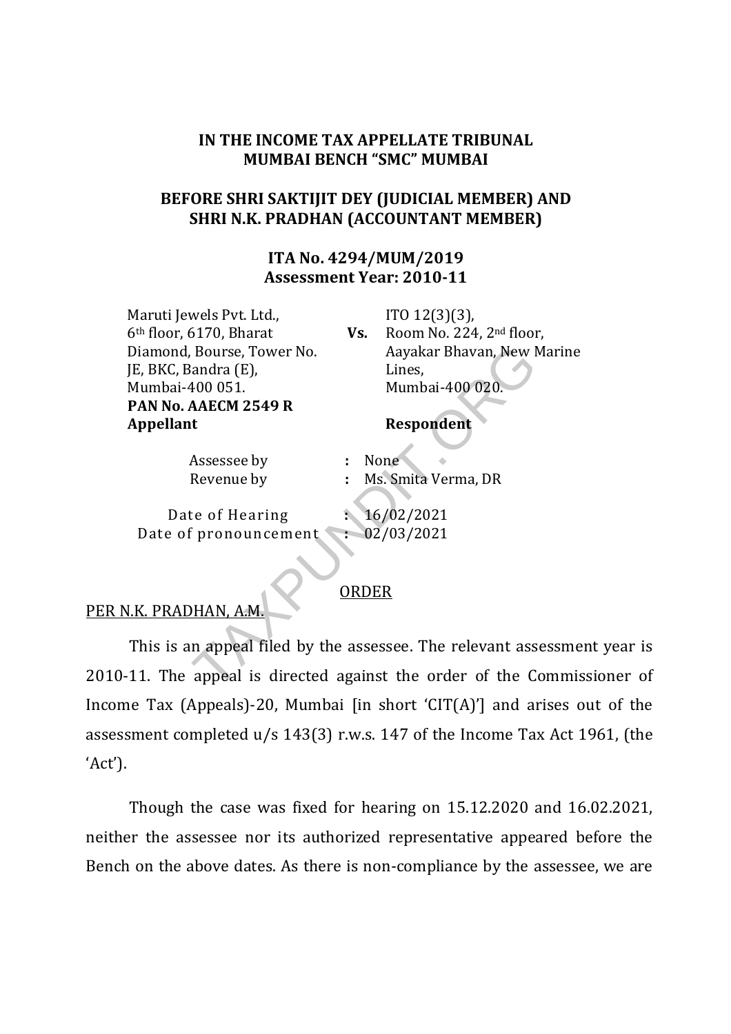**IN THE INCOME TAX APPELLATE TRIBUNAL**
**MUMBAI BENCH "SMC" MUMBAI**

**BEFORE SHRI SAKTIJIT DEY (JUDICIAL MEMBER) AND SHRI N.K. PRADHAN (ACCOUNTANT MEMBER)**

**ITA No. 4294/MUM/2019**
**Assessment Year: 2010-11**

| | | |
|---|---|---|
| Maruti Jewels Pvt. Ltd., 6th floor, 6170, Bharat Diamond, Bourse, Tower No. JE, BKC, Bandra (E), Mumbai-400 051. **PAN No. AAECM 2549 R** | **Vs.** | ITO 12(3)(3), Room No. 224, 2nd floor, Aayakar Bhavan, New Marine Lines, Mumbai-400 020. |
| **Appellant** | | **Respondent** |

| | | |
|---|---|---|
| Assessee by | : | None |
| Revenue by | : | Ms. Smita Verma, DR |

| | | |
|---|---|---|
| Date of Hearing | : | 16/02/2021 |
| Date of pronouncement | : | 02/03/2021 |

ORDER

PER N.K. PRADHAN, A.M.

This is an appeal filed by the assessee. The relevant assessment year is 2010-11. The appeal is directed against the order of the Commissioner of Income Tax (Appeals)-20, Mumbai [in short 'CIT(A)'] and arises out of the assessment completed u/s 143(3) r.w.s. 147 of the Income Tax Act 1961, (the 'Act').

Though the case was fixed for hearing on 15.12.2020 and 16.02.2021, neither the assessee nor its authorized representative appeared before the Bench on the above dates. As there is non-compliance by the assessee, we are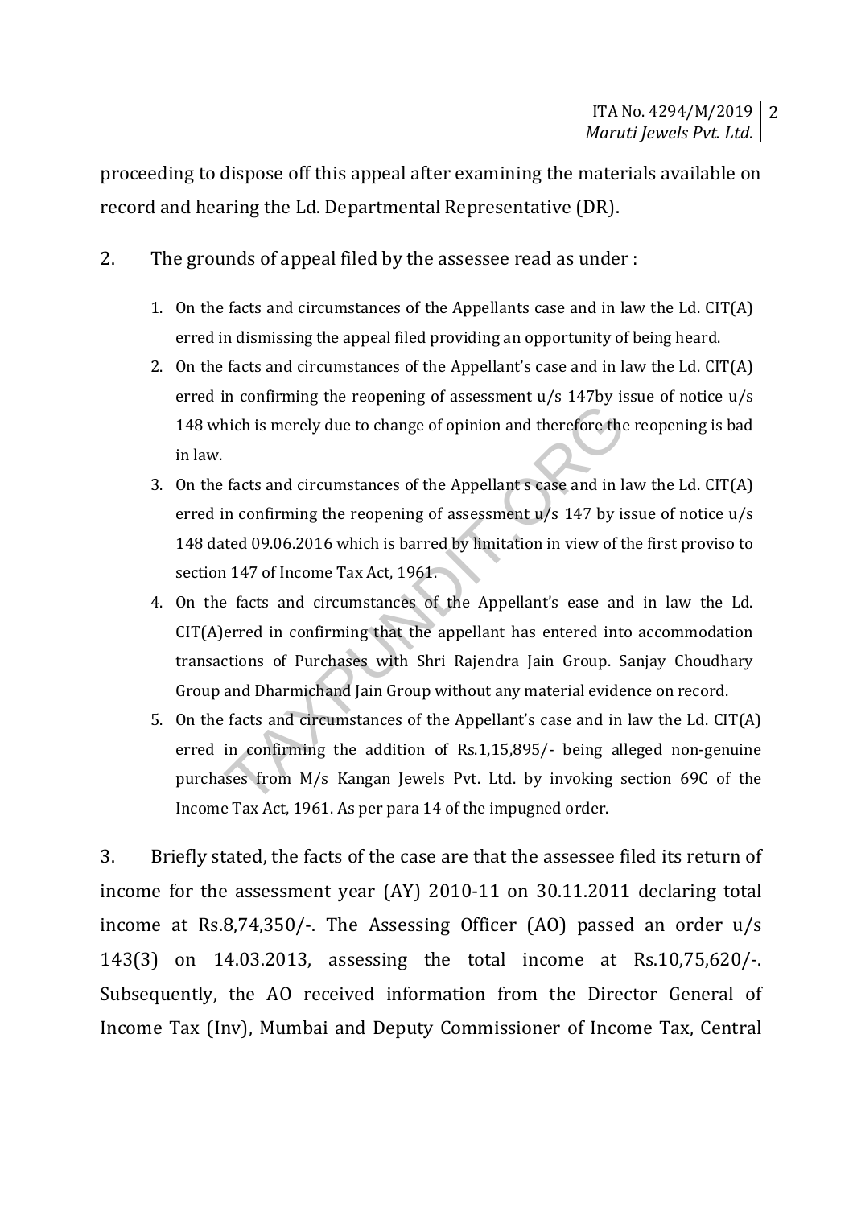proceeding to dispose off this appeal after examining the materials available on record and hearing the Ld. Departmental Representative (DR).

2. The grounds of appeal filed by the assessee read as under :

1. On the facts and circumstances of the Appellants case and in law the Ld. CIT(A) erred in dismissing the appeal filed providing an opportunity of being heard.
2. On the facts and circumstances of the Appellant's case and in law the Ld. CIT(A) erred in confirming the reopening of assessment u/s 147by issue of notice u/s 148 which is merely due to change of opinion and therefore the reopening is bad in law.
3. On the facts and circumstances of the Appellant s case and in law the Ld. CIT(A) erred in confirming the reopening of assessment u/s 147 by issue of notice u/s 148 dated 09.06.2016 which is barred by limitation in view of the first proviso to section 147 of Income Tax Act, 1961.
4. On the facts and circumstances of the Appellant's ease and in law the Ld. CIT(A)erred in confirming that the appellant has entered into accommodation transactions of Purchases with Shri Rajendra Jain Group. Sanjay Choudhary Group and Dharmichand Jain Group without any material evidence on record.
5. On the facts and circumstances of the Appellant's case and in law the Ld. CIT(A) erred in confirming the addition of Rs.1,15,895/- being alleged non-genuine purchases from M/s Kangan Jewels Pvt. Ltd. by invoking section 69C of the Income Tax Act, 1961. As per para 14 of the impugned order.

3. Briefly stated, the facts of the case are that the assessee filed its return of income for the assessment year (AY) 2010-11 on 30.11.2011 declaring total income at Rs.8,74,350/-. The Assessing Officer (AO) passed an order u/s 143(3) on 14.03.2013, assessing the total income at Rs.10,75,620/-. Subsequently, the AO received information from the Director General of Income Tax (Inv), Mumbai and Deputy Commissioner of Income Tax, Central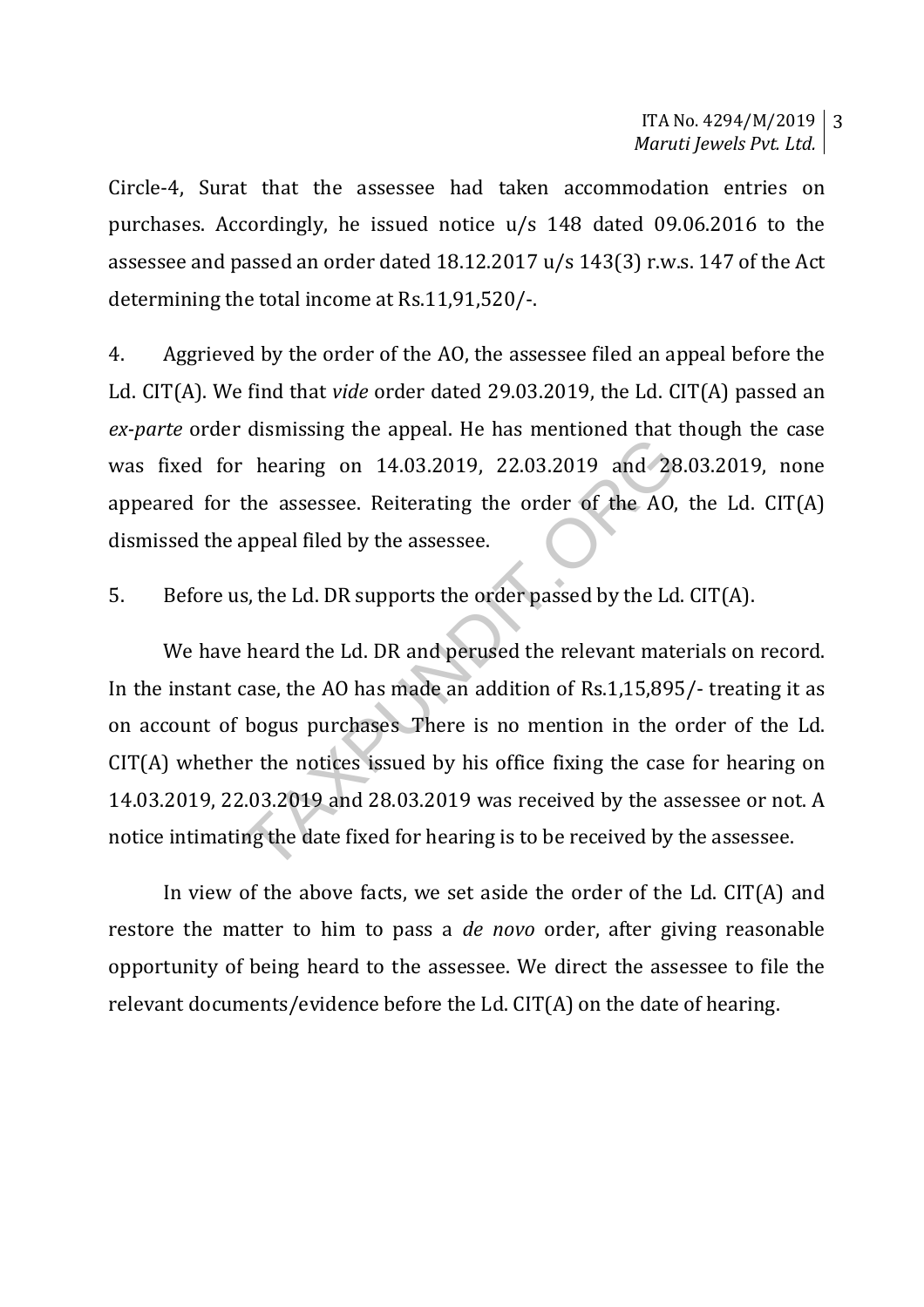Circle-4, Surat that the assessee had taken accommodation entries on purchases. Accordingly, he issued notice u/s 148 dated 09.06.2016 to the assessee and passed an order dated 18.12.2017 u/s 143(3) r.w.s. 147 of the Act determining the total income at Rs.11,91,520/-.

4. Aggrieved by the order of the AO, the assessee filed an appeal before the Ld. CIT(A). We find that *vide* order dated 29.03.2019, the Ld. CIT(A) passed an *ex-parte* order dismissing the appeal. He has mentioned that though the case was fixed for hearing on 14.03.2019, 22.03.2019 and 28.03.2019, none appeared for the assessee. Reiterating the order of the AO, the Ld. CIT(A) dismissed the appeal filed by the assessee.

5. Before us, the Ld. DR supports the order passed by the Ld. CIT(A).

We have heard the Ld. DR and perused the relevant materials on record. In the instant case, the AO has made an addition of Rs.1,15,895/- treating it as on account of bogus purchases. There is no mention in the order of the Ld. CIT(A) whether the notices issued by his office fixing the case for hearing on 14.03.2019, 22.03.2019 and 28.03.2019 was received by the assessee or not. A notice intimating the date fixed for hearing is to be received by the assessee.

In view of the above facts, we set aside the order of the Ld. CIT(A) and restore the matter to him to pass a *de novo* order, after giving reasonable opportunity of being heard to the assessee. We direct the assessee to file the relevant documents/evidence before the Ld. CIT(A) on the date of hearing.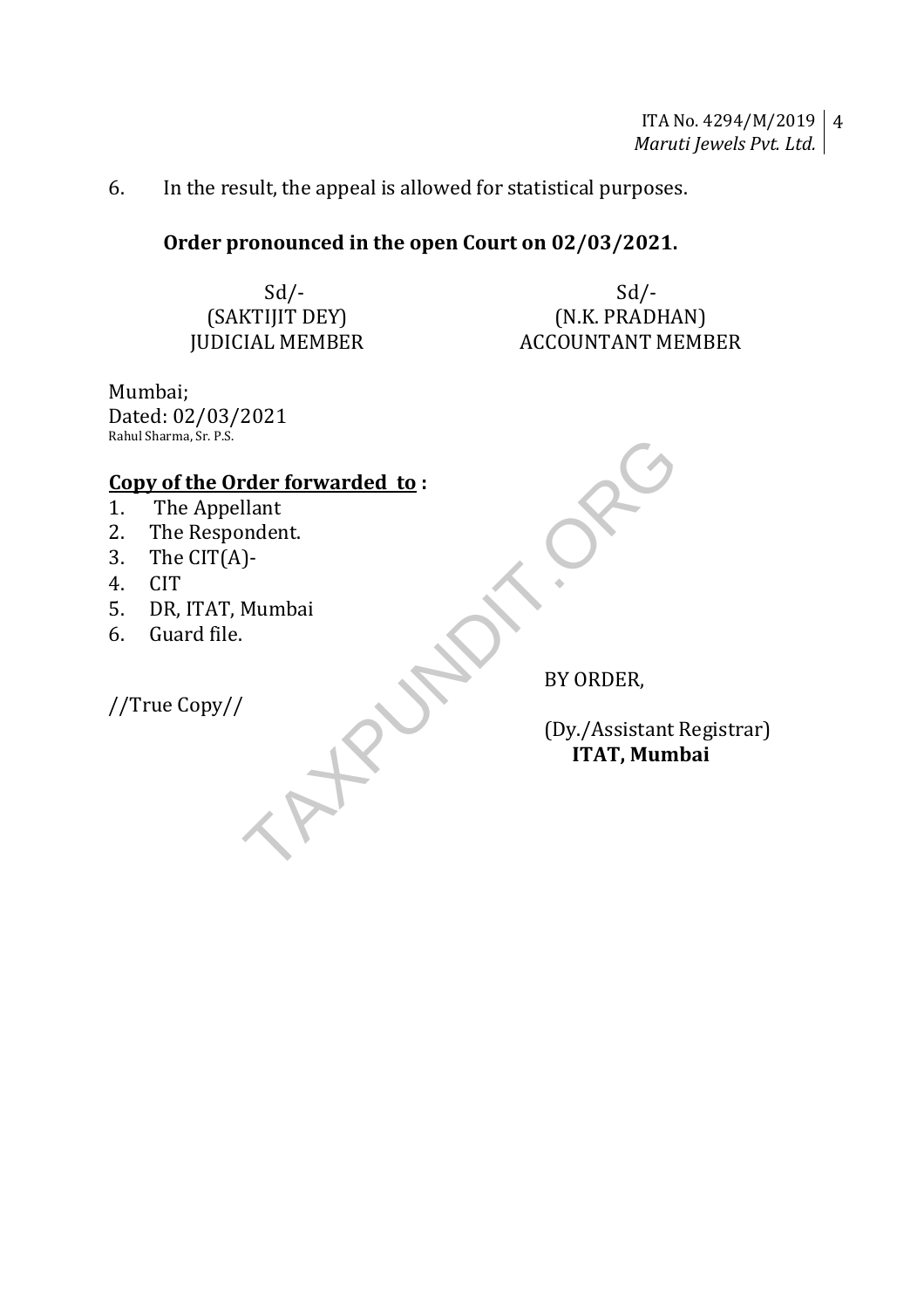6. In the result, the appeal is allowed for statistical purposes.

**Order pronounced in the open Court on 02/03/2021.**

| | |
|---|---|
| Sd/- | Sd/- |
| (SAKTIJIT DEY) | (N.K. PRADHAN) |
| JUDICIAL MEMBER | ACCOUNTANT MEMBER |

Mumbai;
Dated: 02/03/2021
Rahul Sharma, Sr. P.S.

**<u>Copy of the Order forwarded to</u> :**

1. The Appellant
2. The Respondent.
3. The CIT(A)-
4. CIT
5. DR, ITAT, Mumbai
6. Guard file.

BY ORDER,

//True Copy//

(Dy./Assistant Registrar)
**ITAT, Mumbai**